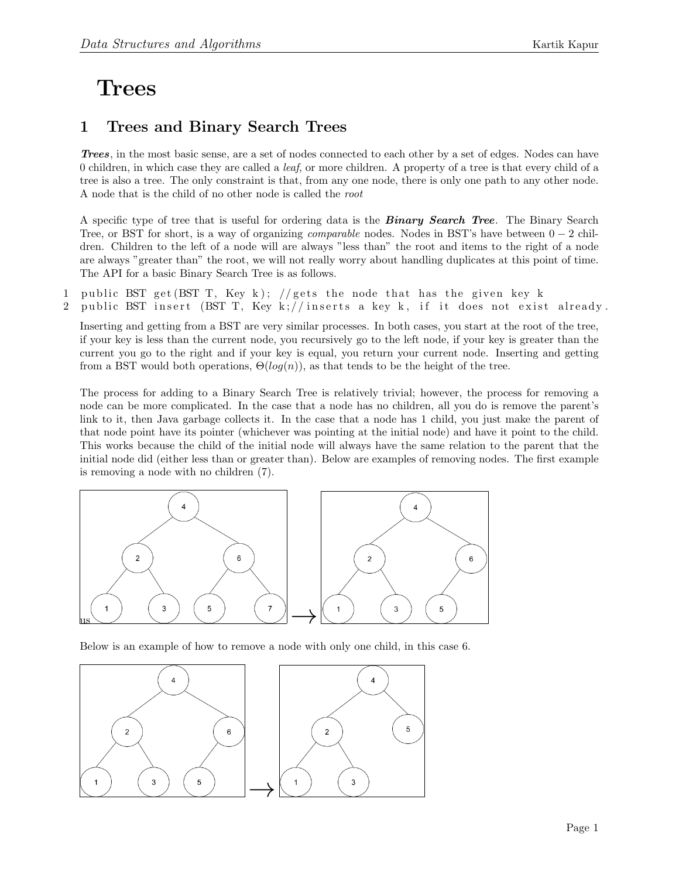# Trees

## 1 Trees and Binary Search Trees

***Trees***, in the most basic sense, are a set of nodes connected to each other by a set of edges. Nodes can have 0 children, in which case they are called a *leaf*, or more children. A property of a tree is that every child of a tree is also a tree. The only constraint is that, from any one node, there is only one path to any other node. A node that is the child of no other node is called the *root*

A specific type of tree that is useful for ordering data is the ***Binary Search Tree***. The Binary Search Tree, or BST for short, is a way of organizing *comparable* nodes. Nodes in BST's have between $0 - 2$ children. Children to the left of a node will are always "less than" the root and items to the right of a node are always "greater than" the root, we will not really worry about handling duplicates at this point of time. The API for a basic Binary Search Tree is as follows.

```
1 public BST get(BST T, Key k); //gets the node that has the given key k
2 public BST insert (BST T, Key k;//inserts a key k, if it does not exist already.
```

Inserting and getting from a BST are very similar processes. In both cases, you start at the root of the tree, if your key is less than the current node, you recursively go to the left node, if your key is greater than the current you go to the right and if your key is equal, you return your current node. Inserting and getting from a BST would both operations, $\Theta(log(n))$, as that tends to be the height of the tree.

The process for adding to a Binary Search Tree is relatively trivial; however, the process for removing a node can be more complicated. In the case that a node has no children, all you do is remove the parent's link to it, then Java garbage collects it. In the case that a node has 1 child, you just make the parent of that node point have its pointer (whichever was pointing at the initial node) and have it point to the child. This works because the child of the initial node will always have the same relation to the parent that the initial node did (either less than or greater than). Below are examples of removing nodes. The first example is removing a node with no children (7).

us

Below is an example of how to remove a node with only one child, in this case 6.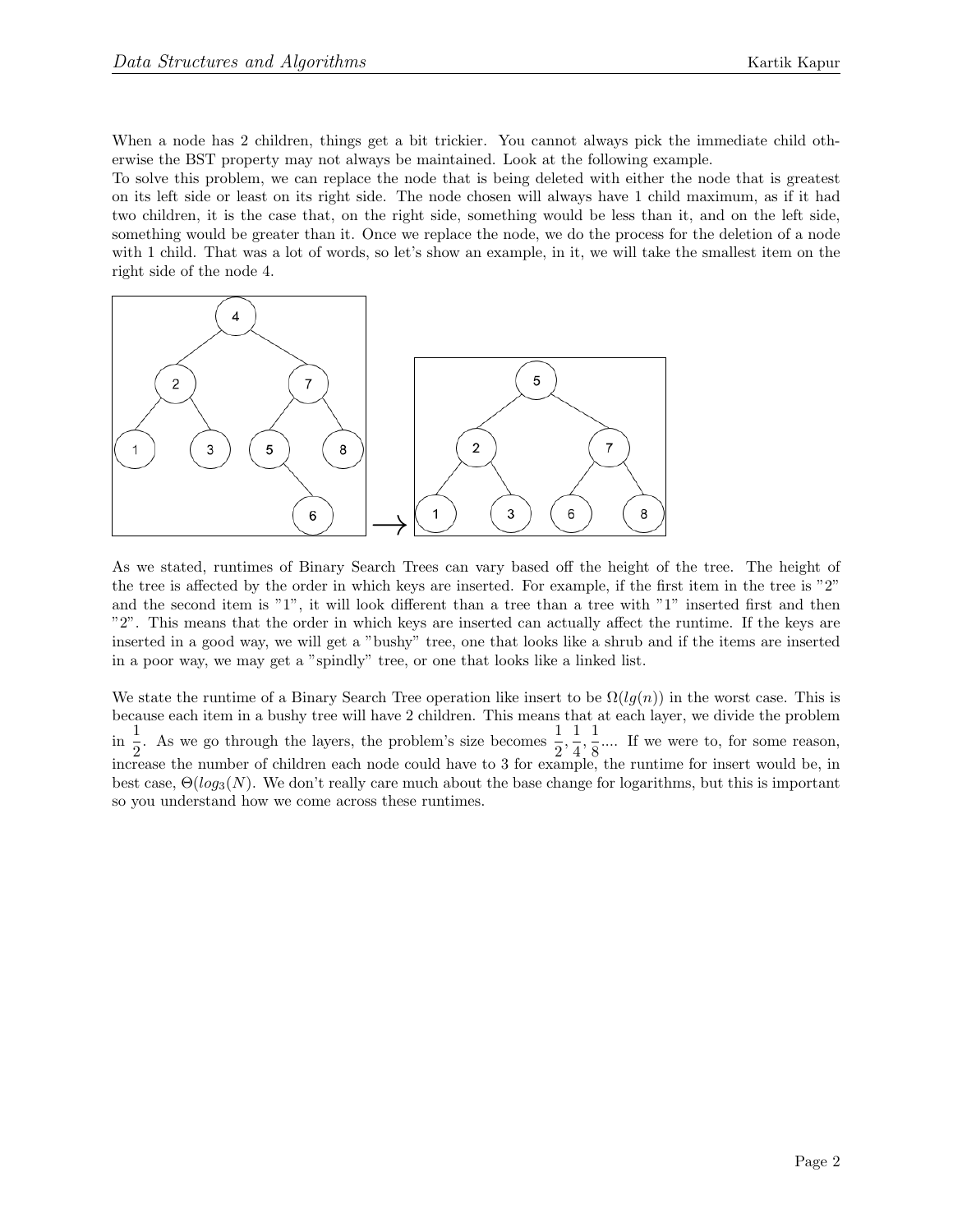When a node has 2 children, things get a bit trickier. You cannot always pick the immediate child otherwise the BST property may not always be maintained. Look at the following example.
To solve this problem, we can replace the node that is being deleted with either the node that is greatest on its left side or least on its right side. The node chosen will always have 1 child maximum, as if it had two children, it is the case that, on the right side, something would be less than it, and on the left side, something would be greater than it. Once we replace the node, we do the process for the deletion of a node with 1 child. That was a lot of words, so let's show an example, in it, we will take the smallest item on the right side of the node 4.

4
2 7
1 3 5 8
6

$\longrightarrow$

5
2 7
1 3 6 8

As we stated, runtimes of Binary Search Trees can vary based off the height of the tree. The height of the tree is affected by the order in which keys are inserted. For example, if the first item in the tree is "2" and the second item is "1", it will look different than a tree than a tree with "1" inserted first and then "2". This means that the order in which keys are inserted can actually affect the runtime. If the keys are inserted in a good way, we will get a "bushy" tree, one that looks like a shrub and if the items are inserted in a poor way, we may get a "spindly" tree, or one that looks like a linked list.

We state the runtime of a Binary Search Tree operation like insert to be $\Omega(lg(n))$ in the worst case. This is because each item in a bushy tree will have 2 children. This means that at each layer, we divide the problem in $\frac{1}{2}$. As we go through the layers, the problem's size becomes $\frac{1}{2}, \frac{1}{4}, \frac{1}{8}$.... If we were to, for some reason, increase the number of children each node could have to 3 for example, the runtime for insert would be, in best case, $\Theta(log_3(N)$. We don't really care much about the base change for logarithms, but this is important so you understand how we come across these runtimes.